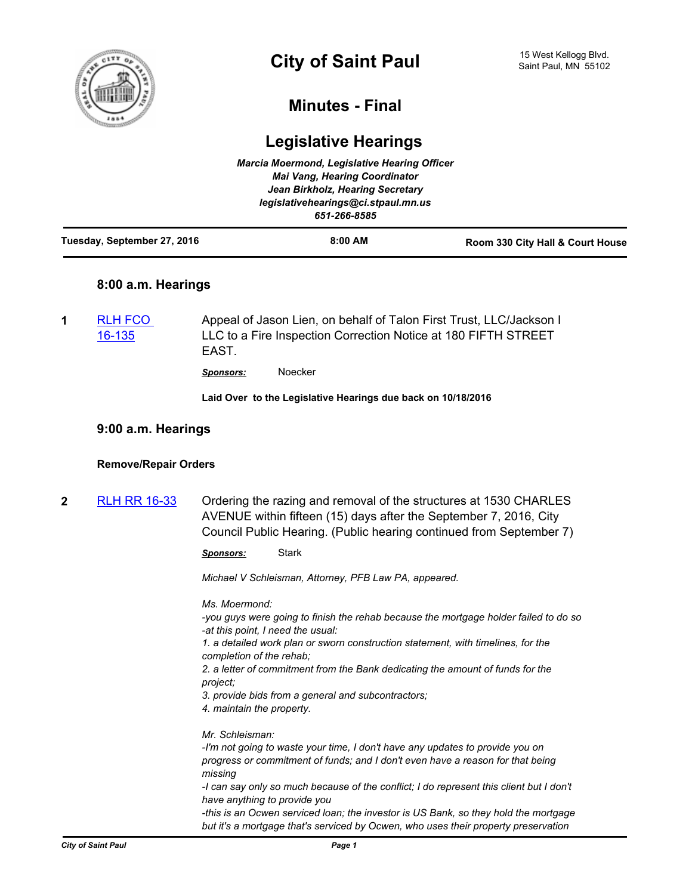# City of Saint Paul

15 West Kellogg Blvd.
Saint Paul, MN 55102

## Minutes - Final

## Legislative Hearings

***Marcia Moermond, Legislative Hearing Officer***
***Mai Vang, Hearing Coordinator***
***Jean Birkholz, Hearing Secretary***
***legislativehearings@ci.stpaul.mn.us***
***651-266-8585***

| Tuesday, September 27, 2016 | 8:00 AM | Room 330 City Hall & Court House |
|---|---|---|

### 8:00 a.m. Hearings

**1** [RLH FCO 16-135]

Appeal of Jason Lien, on behalf of Talon First Trust, LLC/Jackson I LLC to a Fire Inspection Correction Notice at 180 FIFTH STREET EAST.

***Sponsors:*** Noecker

**Laid Over to the Legislative Hearings due back on 10/18/2016**

### 9:00 a.m. Hearings

**Remove/Repair Orders**

**2** [RLH RR 16-33]

Ordering the razing and removal of the structures at 1530 CHARLES AVENUE within fifteen (15) days after the September 7, 2016, City Council Public Hearing. (Public hearing continued from September 7)

***Sponsors:*** Stark

*Michael V Schleisman, Attorney, PFB Law PA, appeared.*

*Ms. Moermond:*
*-you guys were going to finish the rehab because the mortgage holder failed to do so*
*-at this point, I need the usual:*
*1. a detailed work plan or sworn construction statement, with timelines, for the completion of the rehab;*
*2. a letter of commitment from the Bank dedicating the amount of funds for the project;*
*3. provide bids from a general and subcontractors;*
*4. maintain the property.*

*Mr. Schleisman:*
*-I'm not going to waste your time, I don't have any updates to provide you on progress or commitment of funds; and I don't even have a reason for that being missing*
*-I can say only so much because of the conflict; I do represent this client but I don't have anything to provide you*
*-this is an Ocwen serviced loan; the investor is US Bank, so they hold the mortgage but it's a mortgage that's serviced by Ocwen, who uses their property preservation*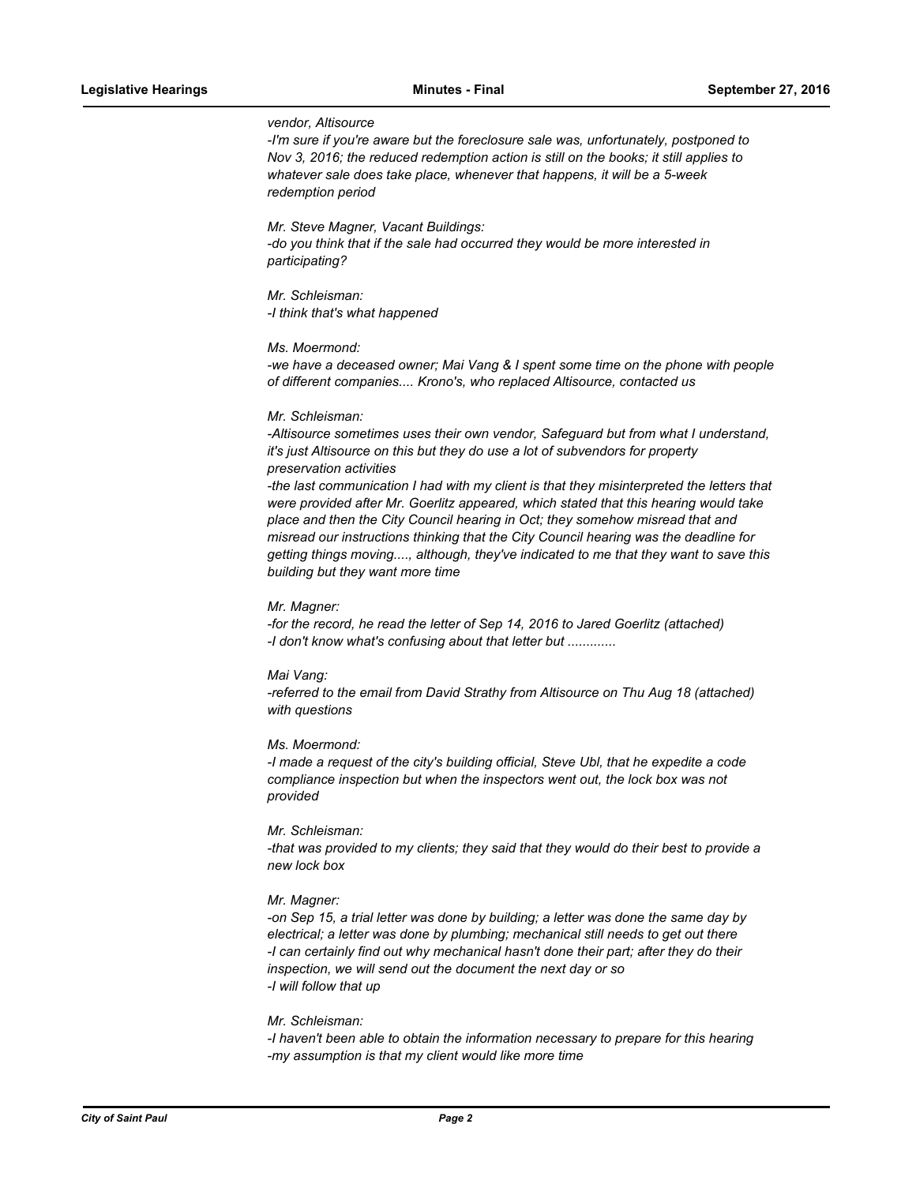*vendor, Altisource*
*-I'm sure if you're aware but the foreclosure sale was, unfortunately, postponed to Nov 3, 2016; the reduced redemption action is still on the books; it still applies to whatever sale does take place, whenever that happens, it will be a 5-week redemption period*

*Mr. Steve Magner, Vacant Buildings:*
*-do you think that if the sale had occurred they would be more interested in participating?*

*Mr. Schleisman:*
*-I think that's what happened*

*Ms. Moermond:*
*-we have a deceased owner; Mai Vang & I spent some time on the phone with people of different companies.... Krono's, who replaced Altisource, contacted us*

*Mr. Schleisman:*
*-Altisource sometimes uses their own vendor, Safeguard but from what I understand, it's just Altisource on this but they do use a lot of subvendors for property preservation activities*
*-the last communication I had with my client is that they misinterpreted the letters that were provided after Mr. Goerlitz appeared, which stated that this hearing would take place and then the City Council hearing in Oct; they somehow misread that and misread our instructions thinking that the City Council hearing was the deadline for getting things moving...., although, they've indicated to me that they want to save this building but they want more time*

*Mr. Magner:*
*-for the record, he read the letter of Sep 14, 2016 to Jared Goerlitz (attached)*
*-I don't know what's confusing about that letter but ............*

*Mai Vang:*
*-referred to the email from David Strathy from Altisource on Thu Aug 18 (attached) with questions*

*Ms. Moermond:*
*-I made a request of the city's building official, Steve Ubl, that he expedite a code compliance inspection but when the inspectors went out, the lock box was not provided*

*Mr. Schleisman:*
*-that was provided to my clients; they said that they would do their best to provide a new lock box*

*Mr. Magner:*
*-on Sep 15, a trial letter was done by building; a letter was done the same day by electrical; a letter was done by plumbing; mechanical still needs to get out there*
*-I can certainly find out why mechanical hasn't done their part; after they do their inspection, we will send out the document the next day or so*
*-I will follow that up*

*Mr. Schleisman:*
*-I haven't been able to obtain the information necessary to prepare for this hearing*
*-my assumption is that my client would like more time*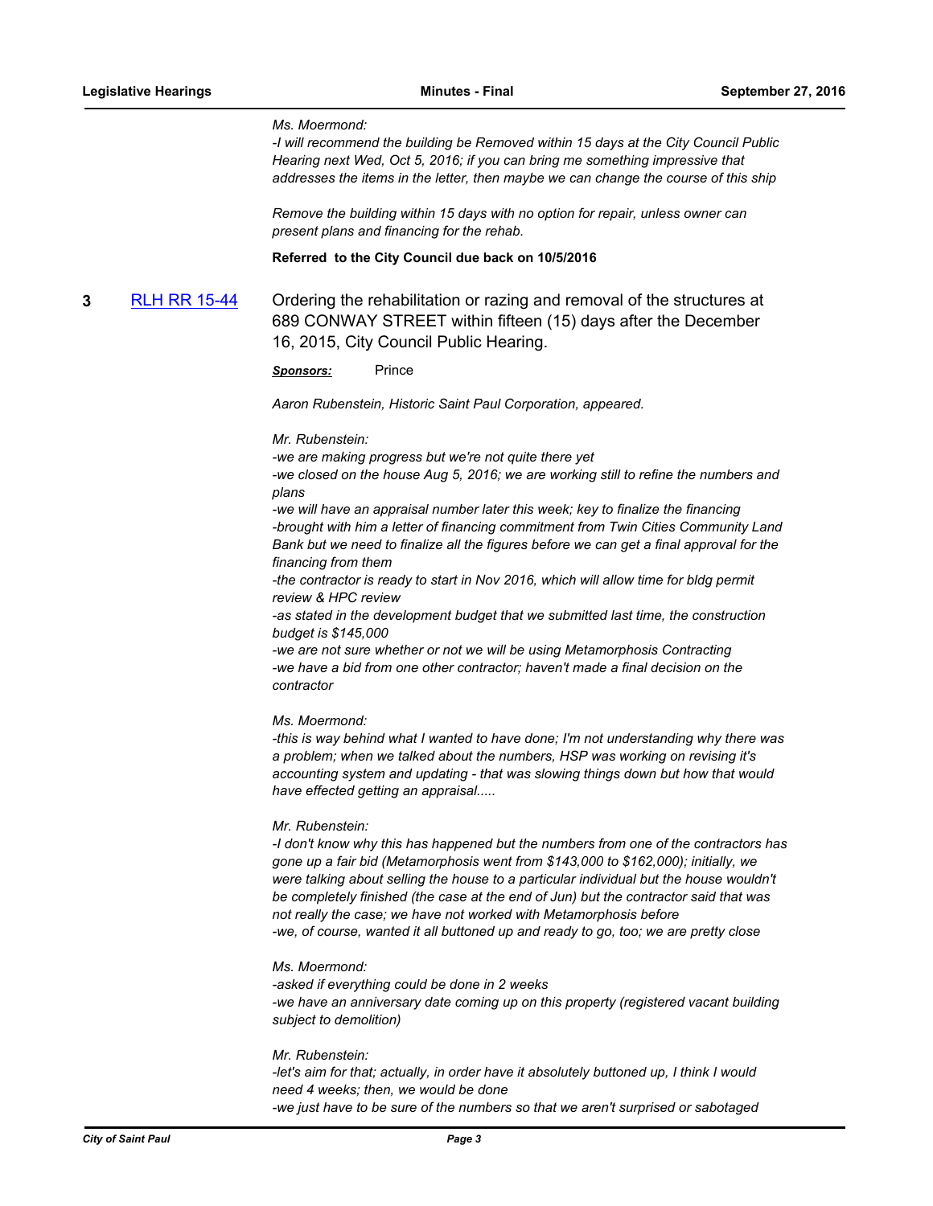*Ms. Moermond:*
*-I will recommend the building be Removed within 15 days at the City Council Public Hearing next Wed, Oct 5, 2016; if you can bring me something impressive that addresses the items in the letter, then maybe we can change the course of this ship*

*Remove the building within 15 days with no option for repair, unless owner can present plans and financing for the rehab.*

**Referred to the City Council due back on 10/5/2016**

**3** [RLH RR 15-44](RLH RR 15-44) Ordering the rehabilitation or razing and removal of the structures at 689 CONWAY STREET within fifteen (15) days after the December 16, 2015, City Council Public Hearing.

***Sponsors:*** Prince

*Aaron Rubenstein, Historic Saint Paul Corporation, appeared.*

*Mr. Rubenstein:*
*-we are making progress but we're not quite there yet*
*-we closed on the house Aug 5, 2016; we are working still to refine the numbers and plans*
*-we will have an appraisal number later this week; key to finalize the financing*
*-brought with him a letter of financing commitment from Twin Cities Community Land Bank but we need to finalize all the figures before we can get a final approval for the financing from them*
*-the contractor is ready to start in Nov 2016, which will allow time for bldg permit review & HPC review*
*-as stated in the development budget that we submitted last time, the construction budget is $145,000*
*-we are not sure whether or not we will be using Metamorphosis Contracting*
*-we have a bid from one other contractor; haven't made a final decision on the contractor*

*Ms. Moermond:*
*-this is way behind what I wanted to have done; I'm not understanding why there was a problem; when we talked about the numbers, HSP was working on revising it's accounting system and updating - that was slowing things down but how that would have effected getting an appraisal.....*

*Mr. Rubenstein:*
*-I don't know why this has happened but the numbers from one of the contractors has gone up a fair bid (Metamorphosis went from $143,000 to $162,000); initially, we were talking about selling the house to a particular individual but the house wouldn't be completely finished (the case at the end of Jun) but the contractor said that was not really the case; we have not worked with Metamorphosis before*
*-we, of course, wanted it all buttoned up and ready to go, too; we are pretty close*

*Ms. Moermond:*
*-asked if everything could be done in 2 weeks*
*-we have an anniversary date coming up on this property (registered vacant building subject to demolition)*

*Mr. Rubenstein:*
*-let's aim for that; actually, in order have it absolutely buttoned up, I think I would need 4 weeks; then, we would be done*
*-we just have to be sure of the numbers so that we aren't surprised or sabotaged*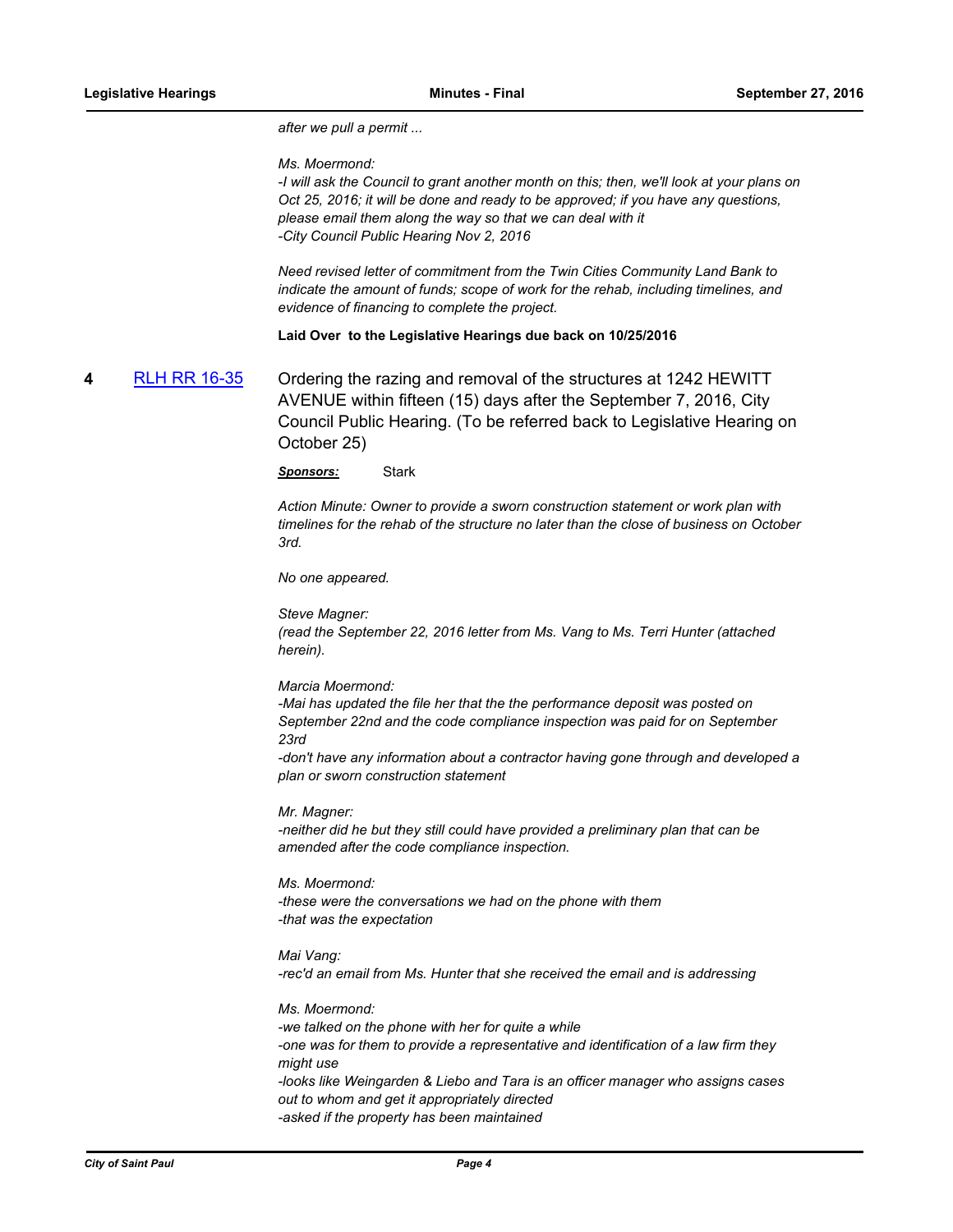*after we pull a permit ...*

*Ms. Moermond:*
*-I will ask the Council to grant another month on this; then, we'll look at your plans on Oct 25, 2016; it will be done and ready to be approved; if you have any questions, please email them along the way so that we can deal with it*
*-City Council Public Hearing Nov 2, 2016*

*Need revised letter of commitment from the Twin Cities Community Land Bank to indicate the amount of funds; scope of work for the rehab, including timelines, and evidence of financing to complete the project.*

**Laid Over to the Legislative Hearings due back on 10/25/2016**

**4** RLH RR 16-35 Ordering the razing and removal of the structures at 1242 HEWITT AVENUE within fifteen (15) days after the September 7, 2016, City Council Public Hearing. (To be referred back to Legislative Hearing on October 25)

***Sponsors:*** Stark

*Action Minute: Owner to provide a sworn construction statement or work plan with timelines for the rehab of the structure no later than the close of business on October 3rd.*

*No one appeared.*

*Steve Magner:*
*(read the September 22, 2016 letter from Ms. Vang to Ms. Terri Hunter (attached herein).*

*Marcia Moermond:*
*-Mai has updated the file her that the the performance deposit was posted on September 22nd and the code compliance inspection was paid for on September 23rd*
*-don't have any information about a contractor having gone through and developed a plan or sworn construction statement*

*Mr. Magner:*
*-neither did he but they still could have provided a preliminary plan that can be amended after the code compliance inspection.*

*Ms. Moermond:*
*-these were the conversations we had on the phone with them*
*-that was the expectation*

*Mai Vang:*
*-rec'd an email from Ms. Hunter that she received the email and is addressing*

*Ms. Moermond:*
*-we talked on the phone with her for quite a while*
*-one was for them to provide a representative and identification of a law firm they might use*
*-looks like Weingarden & Liebo and Tara is an officer manager who assigns cases out to whom and get it appropriately directed*
*-asked if the property has been maintained*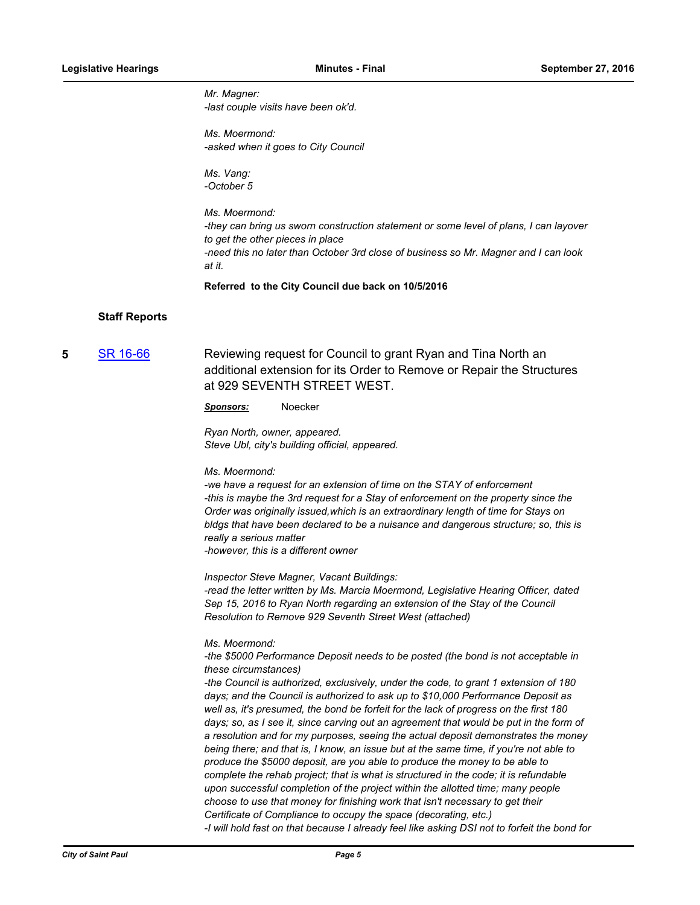*Mr. Magner:*
*-last couple visits have been ok'd.*

*Ms. Moermond:*
*-asked when it goes to City Council*

*Ms. Vang:*
*-October 5*

*Ms. Moermond:*
*-they can bring us sworn construction statement or some level of plans, I can layover to get the other pieces in place*
*-need this no later than October 3rd close of business so Mr. Magner and I can look at it.*

**Referred to the City Council due back on 10/5/2016**

### Staff Reports

**5** [SR 16-66](SR 16-66) Reviewing request for Council to grant Ryan and Tina North an additional extension for its Order to Remove or Repair the Structures at 929 SEVENTH STREET WEST.

***Sponsors:*** Noecker

*Ryan North, owner, appeared.*
*Steve Ubl, city's building official, appeared.*

*Ms. Moermond:*
*-we have a request for an extension of time on the STAY of enforcement*
*-this is maybe the 3rd request for a Stay of enforcement on the property since the Order was originally issued,which is an extraordinary length of time for Stays on bldgs that have been declared to be a nuisance and dangerous structure; so, this is really a serious matter*
*-however, this is a different owner*

*Inspector Steve Magner, Vacant Buildings:*
*-read the letter written by Ms. Marcia Moermond, Legislative Hearing Officer, dated Sep 15, 2016 to Ryan North regarding an extension of the Stay of the Council Resolution to Remove 929 Seventh Street West (attached)*

*Ms. Moermond:*
*-the $5000 Performance Deposit needs to be posted (the bond is not acceptable in these circumstances)*
*-the Council is authorized, exclusively, under the code, to grant 1 extension of 180 days; and the Council is authorized to ask up to $10,000 Performance Deposit as well as, it's presumed, the bond be forfeit for the lack of progress on the first 180 days; so, as I see it, since carving out an agreement that would be put in the form of a resolution and for my purposes, seeing the actual deposit demonstrates the money being there; and that is, I know, an issue but at the same time, if you're not able to produce the $5000 deposit, are you able to produce the money to be able to complete the rehab project; that is what is structured in the code; it is refundable upon successful completion of the project within the allotted time; many people choose to use that money for finishing work that isn't necessary to get their Certificate of Compliance to occupy the space (decorating, etc.)*
*-I will hold fast on that because I already feel like asking DSI not to forfeit the bond for*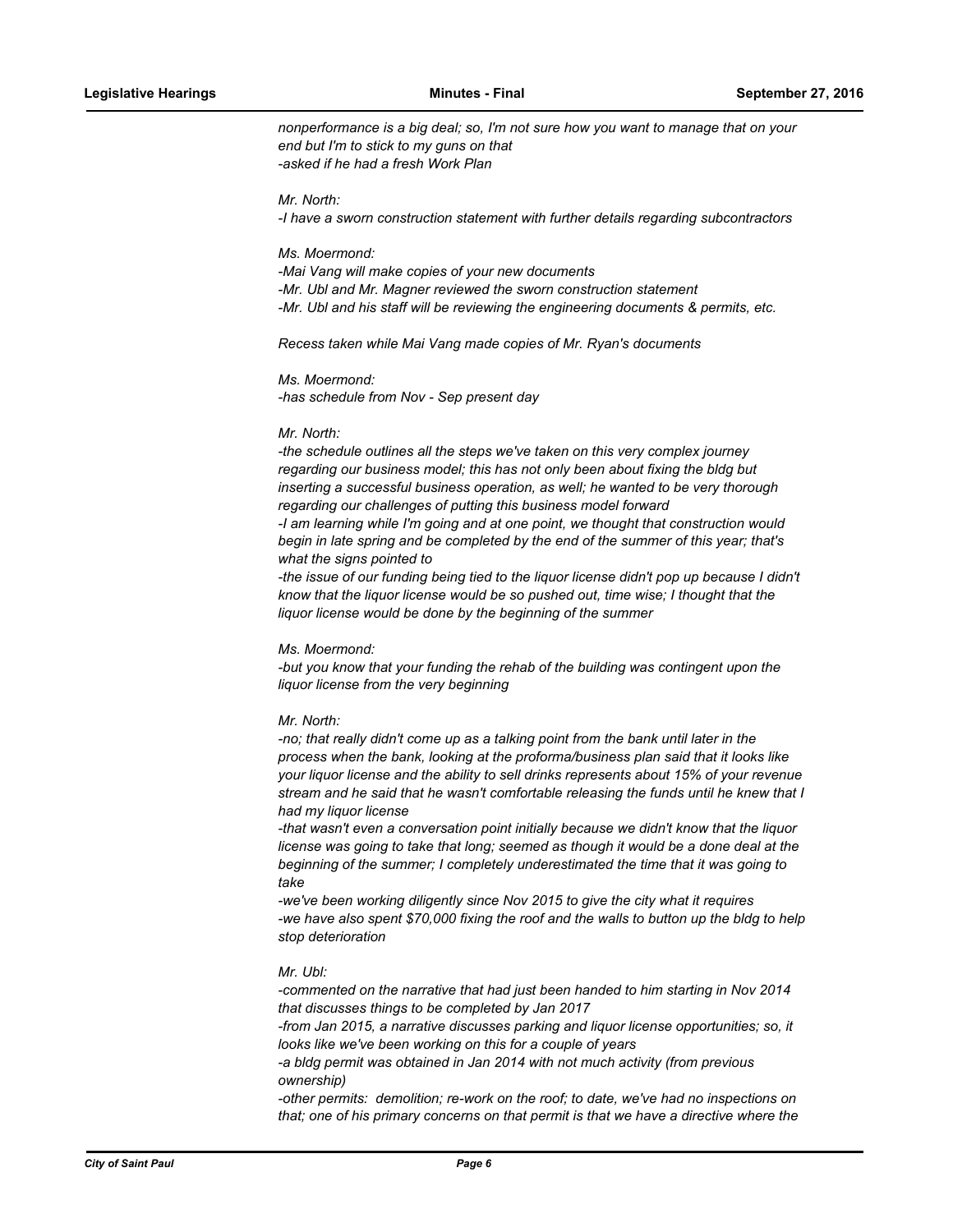*nonperformance is a big deal; so, I'm not sure how you want to manage that on your end but I'm to stick to my guns on that*
*-asked if he had a fresh Work Plan*

*Mr. North:*
*-I have a sworn construction statement with further details regarding subcontractors*

*Ms. Moermond:*
*-Mai Vang will make copies of your new documents*
*-Mr. Ubl and Mr. Magner reviewed the sworn construction statement*
*-Mr. Ubl and his staff will be reviewing the engineering documents & permits, etc.*

*Recess taken while Mai Vang made copies of Mr. Ryan's documents*

*Ms. Moermond:*
*-has schedule from Nov - Sep present day*

*Mr. North:*
*-the schedule outlines all the steps we've taken on this very complex journey regarding our business model; this has not only been about fixing the bldg but inserting a successful business operation, as well; he wanted to be very thorough regarding our challenges of putting this business model forward*
*-I am learning while I'm going and at one point, we thought that construction would begin in late spring and be completed by the end of the summer of this year; that's what the signs pointed to*
*-the issue of our funding being tied to the liquor license didn't pop up because I didn't know that the liquor license would be so pushed out, time wise; I thought that the liquor license would be done by the beginning of the summer*

*Ms. Moermond:*
*-but you know that your funding the rehab of the building was contingent upon the liquor license from the very beginning*

*Mr. North:*
*-no; that really didn't come up as a talking point from the bank until later in the process when the bank, looking at the proforma/business plan said that it looks like your liquor license and the ability to sell drinks represents about 15% of your revenue stream and he said that he wasn't comfortable releasing the funds until he knew that I had my liquor license*
*-that wasn't even a conversation point initially because we didn't know that the liquor license was going to take that long; seemed as though it would be a done deal at the beginning of the summer; I completely underestimated the time that it was going to take*
*-we've been working diligently since Nov 2015 to give the city what it requires*
*-we have also spent $70,000 fixing the roof and the walls to button up the bldg to help stop deterioration*

*Mr. Ubl:*
*-commented on the narrative that had just been handed to him starting in Nov 2014 that discusses things to be completed by Jan 2017*
*-from Jan 2015, a narrative discusses parking and liquor license opportunities; so, it looks like we've been working on this for a couple of years*
*-a bldg permit was obtained in Jan 2014 with not much activity (from previous ownership)*
*-other permits: demolition; re-work on the roof; to date, we've had no inspections on that; one of his primary concerns on that permit is that we have a directive where the*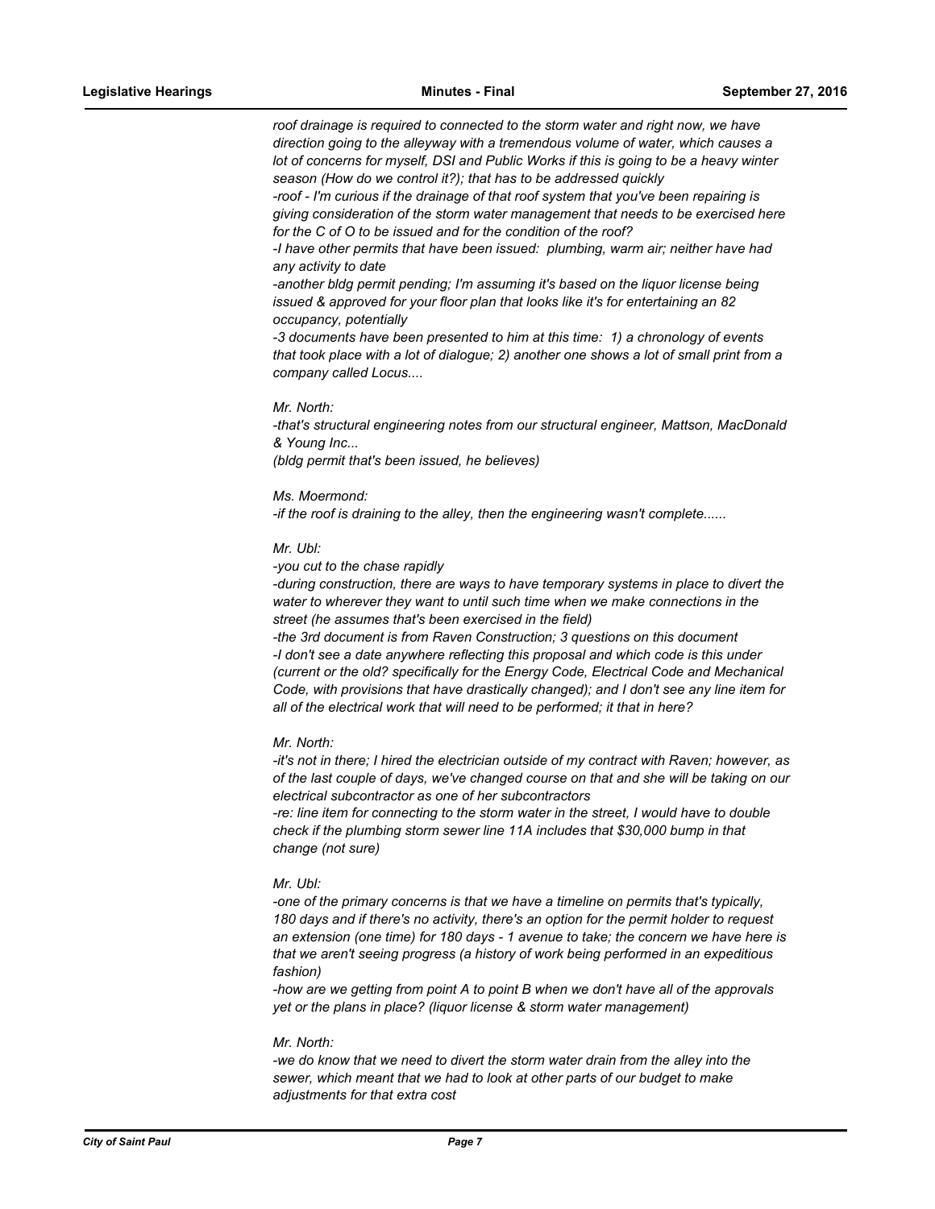*roof drainage is required to connected to the storm water and right now, we have direction going to the alleyway with a tremendous volume of water, which causes a lot of concerns for myself, DSI and Public Works if this is going to be a heavy winter season (How do we control it?); that has to be addressed quickly*

*-roof - I'm curious if the drainage of that roof system that you've been repairing is giving consideration of the storm water management that needs to be exercised here for the C of O to be issued and for the condition of the roof?*

*-I have other permits that have been issued: plumbing, warm air; neither have had any activity to date*

*-another bldg permit pending; I'm assuming it's based on the liquor license being issued & approved for your floor plan that looks like it's for entertaining an 82 occupancy, potentially*

*-3 documents have been presented to him at this time: 1) a chronology of events that took place with a lot of dialogue; 2) another one shows a lot of small print from a company called Locus....*

*Mr. North:*

*-that's structural engineering notes from our structural engineer, Mattson, MacDonald & Young Inc...*

*(bldg permit that's been issued, he believes)*

*Ms. Moermond:*

*-if the roof is draining to the alley, then the engineering wasn't complete......*

*Mr. Ubl:*

*-you cut to the chase rapidly*

*-during construction, there are ways to have temporary systems in place to divert the water to wherever they want to until such time when we make connections in the street (he assumes that's been exercised in the field)*

*-the 3rd document is from Raven Construction; 3 questions on this document*

*-I don't see a date anywhere reflecting this proposal and which code is this under (current or the old? specifically for the Energy Code, Electrical Code and Mechanical Code, with provisions that have drastically changed); and I don't see any line item for all of the electrical work that will need to be performed; it that in here?*

*Mr. North:*

*-it's not in there; I hired the electrician outside of my contract with Raven; however, as of the last couple of days, we've changed course on that and she will be taking on our electrical subcontractor as one of her subcontractors*

*-re: line item for connecting to the storm water in the street, I would have to double check if the plumbing storm sewer line 11A includes that $30,000 bump in that change (not sure)*

*Mr. Ubl:*

*-one of the primary concerns is that we have a timeline on permits that's typically, 180 days and if there's no activity, there's an option for the permit holder to request an extension (one time) for 180 days - 1 avenue to take; the concern we have here is that we aren't seeing progress (a history of work being performed in an expeditious fashion)*

*-how are we getting from point A to point B when we don't have all of the approvals yet or the plans in place? (liquor license & storm water management)*

*Mr. North:*

*-we do know that we need to divert the storm water drain from the alley into the sewer, which meant that we had to look at other parts of our budget to make adjustments for that extra cost*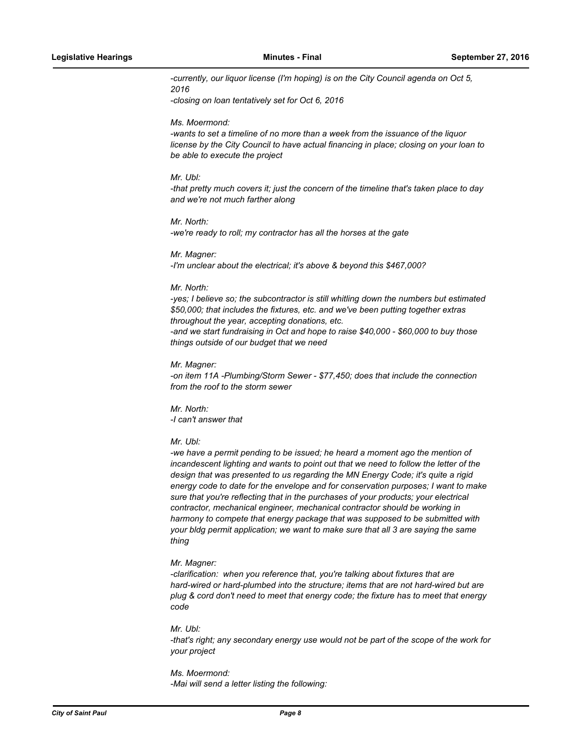*-currently, our liquor license (I'm hoping) is on the City Council agenda on Oct 5, 2016*
*-closing on loan tentatively set for Oct 6, 2016*

*Ms. Moermond:*
*-wants to set a timeline of no more than a week from the issuance of the liquor license by the City Council to have actual financing in place; closing on your loan to be able to execute the project*

*Mr. Ubl:*
*-that pretty much covers it; just the concern of the timeline that's taken place to day and we're not much farther along*

*Mr. North:*
*-we're ready to roll; my contractor has all the horses at the gate*

*Mr. Magner:*
*-I'm unclear about the electrical; it's above & beyond this $467,000?*

*Mr. North:*
*-yes; I believe so; the subcontractor is still whitling down the numbers but estimated $50,000; that includes the fixtures, etc. and we've been putting together extras throughout the year, accepting donations, etc.*
*-and we start fundraising in Oct and hope to raise $40,000 - $60,000 to buy those things outside of our budget that we need*

*Mr. Magner:*
*-on item 11A -Plumbing/Storm Sewer - $77,450; does that include the connection from the roof to the storm sewer*

*Mr. North:*
*-I can't answer that*

*Mr. Ubl:*
*-we have a permit pending to be issued; he heard a moment ago the mention of incandescent lighting and wants to point out that we need to follow the letter of the design that was presented to us regarding the MN Energy Code; it's quite a rigid energy code to date for the envelope and for conservation purposes; I want to make sure that you're reflecting that in the purchases of your products; your electrical contractor, mechanical engineer, mechanical contractor should be working in harmony to compete that energy package that was supposed to be submitted with your bldg permit application; we want to make sure that all 3 are saying the same thing*

*Mr. Magner:*
*-clarification: when you reference that, you're talking about fixtures that are hard-wired or hard-plumbed into the structure; items that are not hard-wired but are plug & cord don't need to meet that energy code; the fixture has to meet that energy code*

*Mr. Ubl:*
*-that's right; any secondary energy use would not be part of the scope of the work for your project*

*Ms. Moermond:*
*-Mai will send a letter listing the following:*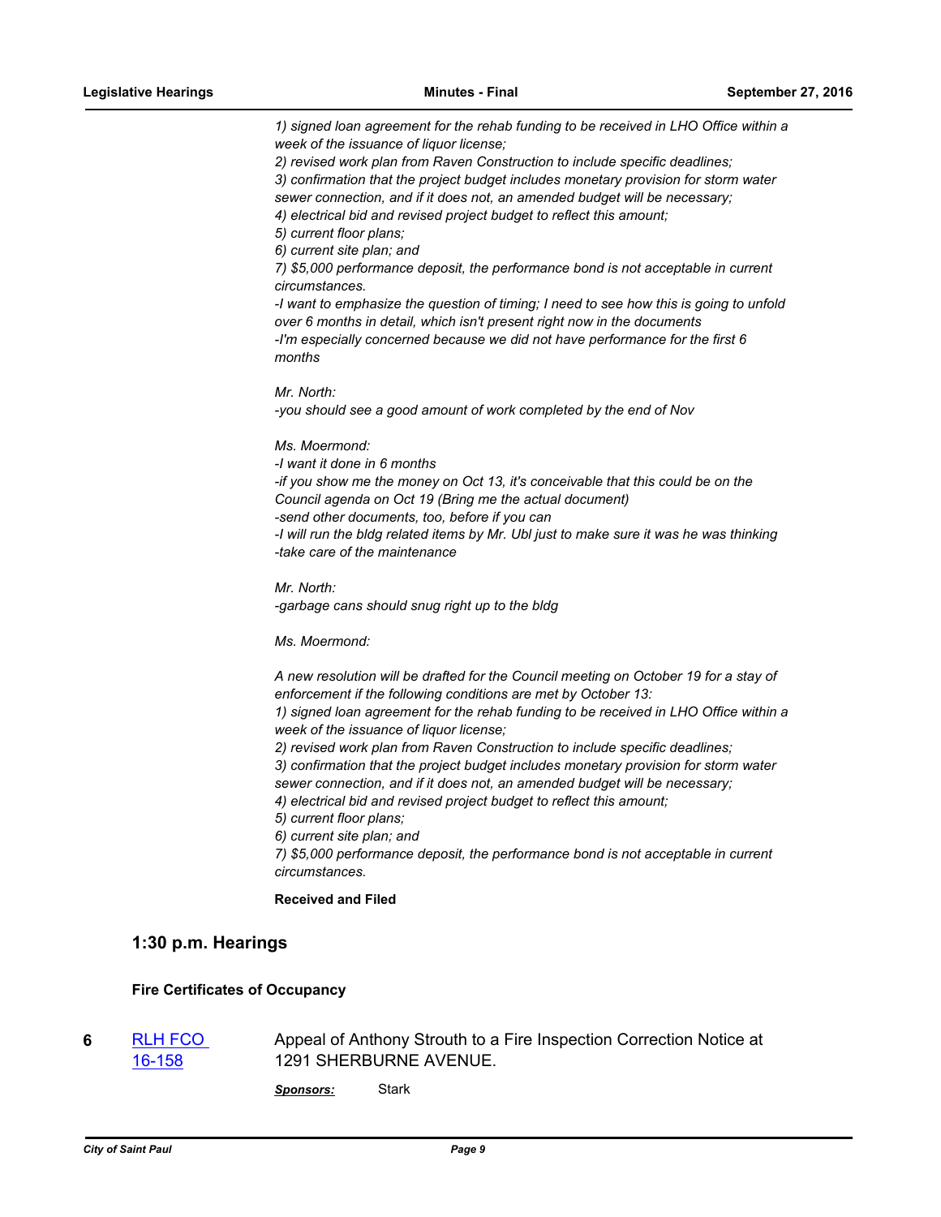*1) signed loan agreement for the rehab funding to be received in LHO Office within a week of the issuance of liquor license;*
*2) revised work plan from Raven Construction to include specific deadlines;*
*3) confirmation that the project budget includes monetary provision for storm water sewer connection, and if it does not, an amended budget will be necessary;*
*4) electrical bid and revised project budget to reflect this amount;*
*5) current floor plans;*
*6) current site plan; and*
*7) $5,000 performance deposit, the performance bond is not acceptable in current circumstances.*
*-I want to emphasize the question of timing; I need to see how this is going to unfold over 6 months in detail, which isn't present right now in the documents*
*-I'm especially concerned because we did not have performance for the first 6 months*

*Mr. North:*
*-you should see a good amount of work completed by the end of Nov*

*Ms. Moermond:*
*-I want it done in 6 months*
*-if you show me the money on Oct 13, it's conceivable that this could be on the Council agenda on Oct 19 (Bring me the actual document)*
*-send other documents, too, before if you can*
*-I will run the bldg related items by Mr. Ubl just to make sure it was he was thinking*
*-take care of the maintenance*

*Mr. North:*
*-garbage cans should snug right up to the bldg*

*Ms. Moermond:*

*A new resolution will be drafted for the Council meeting on October 19 for a stay of enforcement if the following conditions are met by October 13:*
*1) signed loan agreement for the rehab funding to be received in LHO Office within a week of the issuance of liquor license;*
*2) revised work plan from Raven Construction to include specific deadlines;*
*3) confirmation that the project budget includes monetary provision for storm water sewer connection, and if it does not, an amended budget will be necessary;*
*4) electrical bid and revised project budget to reflect this amount;*
*5) current floor plans;*
*6) current site plan; and*
*7) $5,000 performance deposit, the performance bond is not acceptable in current circumstances.*

**Received and Filed**

## 1:30 p.m. Hearings

### Fire Certificates of Occupancy

**6** RLH FCO 16-158 — Appeal of Anthony Strouth to a Fire Inspection Correction Notice at 1291 SHERBURNE AVENUE.

***Sponsors:*** Stark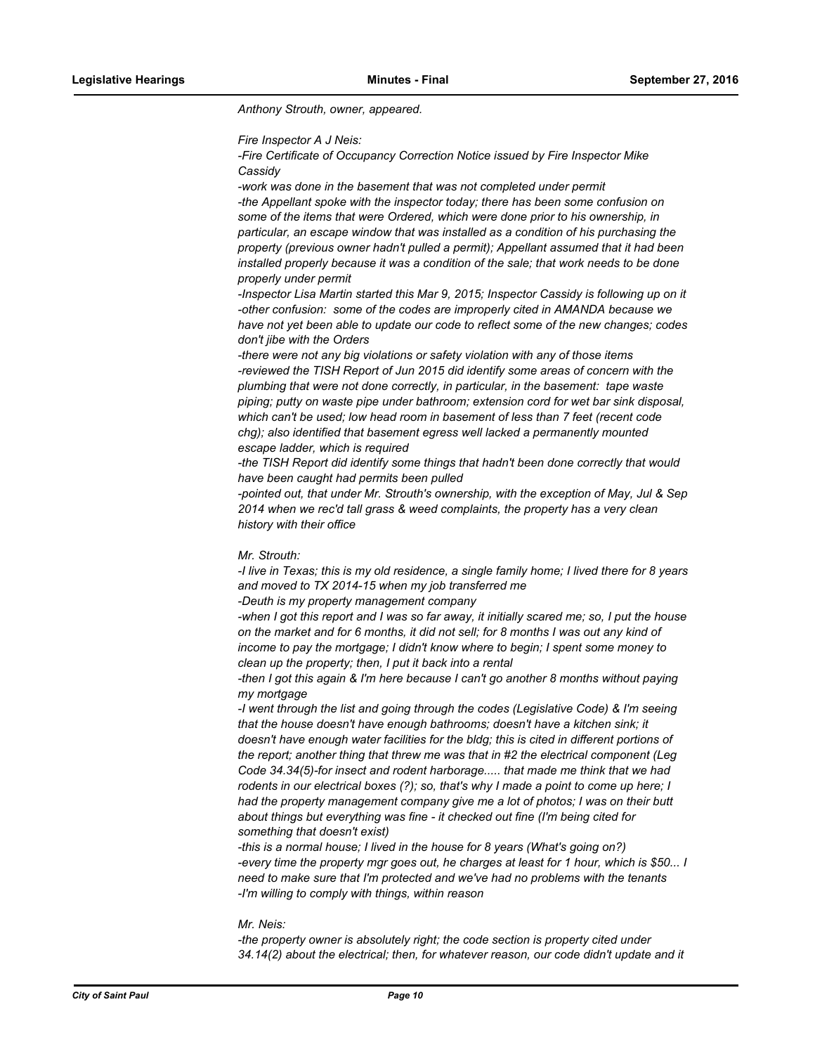*Anthony Strouth, owner, appeared.*

*Fire Inspector A J Neis:*
*-Fire Certificate of Occupancy Correction Notice issued by Fire Inspector Mike Cassidy*
*-work was done in the basement that was not completed under permit*
*-the Appellant spoke with the inspector today; there has been some confusion on some of the items that were Ordered, which were done prior to his ownership, in particular, an escape window that was installed as a condition of his purchasing the property (previous owner hadn't pulled a permit); Appellant assumed that it had been installed properly because it was a condition of the sale; that work needs to be done properly under permit*
*-Inspector Lisa Martin started this Mar 9, 2015; Inspector Cassidy is following up on it*
*-other confusion: some of the codes are improperly cited in AMANDA because we have not yet been able to update our code to reflect some of the new changes; codes don't jibe with the Orders*
*-there were not any big violations or safety violation with any of those items*
*-reviewed the TISH Report of Jun 2015 did identify some areas of concern with the plumbing that were not done correctly, in particular, in the basement: tape waste piping; putty on waste pipe under bathroom; extension cord for wet bar sink disposal, which can't be used; low head room in basement of less than 7 feet (recent code chg); also identified that basement egress well lacked a permanently mounted escape ladder, which is required*
*-the TISH Report did identify some things that hadn't been done correctly that would have been caught had permits been pulled*
*-pointed out, that under Mr. Strouth's ownership, with the exception of May, Jul & Sep 2014 when we rec'd tall grass & weed complaints, the property has a very clean history with their office*

*Mr. Strouth:*
*-I live in Texas; this is my old residence, a single family home; I lived there for 8 years and moved to TX 2014-15 when my job transferred me*
*-Deuth is my property management company*
*-when I got this report and I was so far away, it initially scared me; so, I put the house on the market and for 6 months, it did not sell; for 8 months I was out any kind of income to pay the mortgage; I didn't know where to begin; I spent some money to clean up the property; then, I put it back into a rental*
*-then I got this again & I'm here because I can't go another 8 months without paying my mortgage*
*-I went through the list and going through the codes (Legislative Code) & I'm seeing that the house doesn't have enough bathrooms; doesn't have a kitchen sink; it doesn't have enough water facilities for the bldg; this is cited in different portions of the report; another thing that threw me was that in #2 the electrical component (Leg Code 34.34(5)-for insect and rodent harborage..... that made me think that we had rodents in our electrical boxes (?); so, that's why I made a point to come up here; I had the property management company give me a lot of photos; I was on their butt about things but everything was fine - it checked out fine (I'm being cited for something that doesn't exist)*
*-this is a normal house; I lived in the house for 8 years (What's going on?)*
*-every time the property mgr goes out, he charges at least for 1 hour, which is $50... I need to make sure that I'm protected and we've had no problems with the tenants*
*-I'm willing to comply with things, within reason*

*Mr. Neis:*
*-the property owner is absolutely right; the code section is property cited under 34.14(2) about the electrical; then, for whatever reason, our code didn't update and it*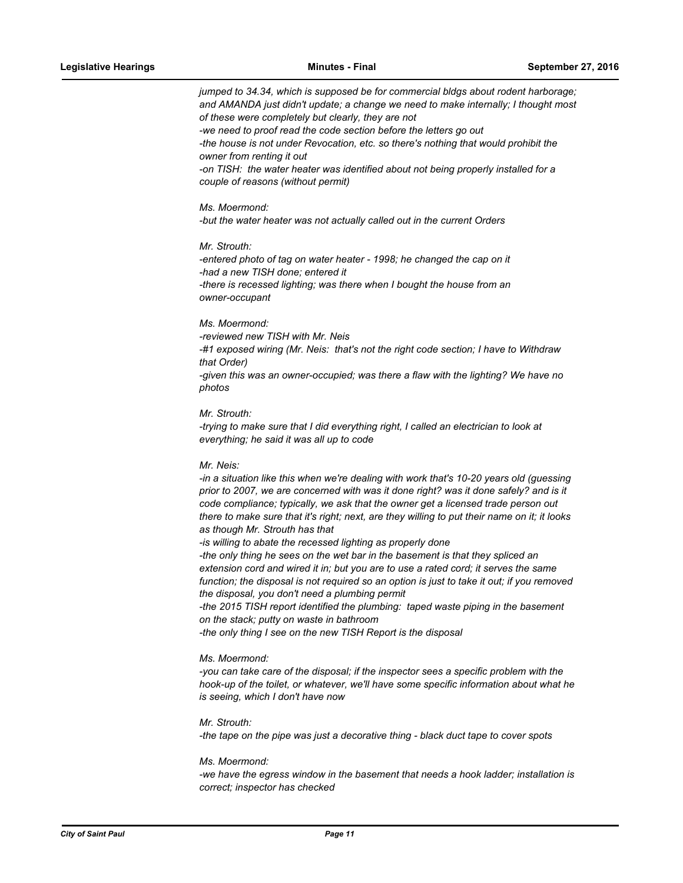*jumped to 34.34, which is supposed be for commercial bldgs about rodent harborage; and AMANDA just didn't update; a change we need to make internally; I thought most of these were completely but clearly, they are not*

*-we need to proof read the code section before the letters go out*

*-the house is not under Revocation, etc. so there's nothing that would prohibit the owner from renting it out*

*-on TISH: the water heater was identified about not being properly installed for a couple of reasons (without permit)*

*Ms. Moermond:*

*-but the water heater was not actually called out in the current Orders*

*Mr. Strouth:*

*-entered photo of tag on water heater - 1998; he changed the cap on it*

*-had a new TISH done; entered it*

*-there is recessed lighting; was there when I bought the house from an owner-occupant*

*Ms. Moermond:*

*-reviewed new TISH with Mr. Neis*

*-#1 exposed wiring (Mr. Neis: that's not the right code section; I have to Withdraw that Order)*

*-given this was an owner-occupied; was there a flaw with the lighting? We have no photos*

*Mr. Strouth:*

*-trying to make sure that I did everything right, I called an electrician to look at everything; he said it was all up to code*

*Mr. Neis:*

*-in a situation like this when we're dealing with work that's 10-20 years old (guessing prior to 2007, we are concerned with was it done right? was it done safely? and is it code compliance; typically, we ask that the owner get a licensed trade person out there to make sure that it's right; next, are they willing to put their name on it; it looks as though Mr. Strouth has that*

*-is willing to abate the recessed lighting as properly done*

*-the only thing he sees on the wet bar in the basement is that they spliced an extension cord and wired it in; but you are to use a rated cord; it serves the same function; the disposal is not required so an option is just to take it out; if you removed the disposal, you don't need a plumbing permit*

*-the 2015 TISH report identified the plumbing: taped waste piping in the basement on the stack; putty on waste in bathroom*

*-the only thing I see on the new TISH Report is the disposal*

*Ms. Moermond:*

*-you can take care of the disposal; if the inspector sees a specific problem with the hook-up of the toilet, or whatever, we'll have some specific information about what he is seeing, which I don't have now*

*Mr. Strouth:*

*-the tape on the pipe was just a decorative thing - black duct tape to cover spots*

*Ms. Moermond:*

*-we have the egress window in the basement that needs a hook ladder; installation is correct; inspector has checked*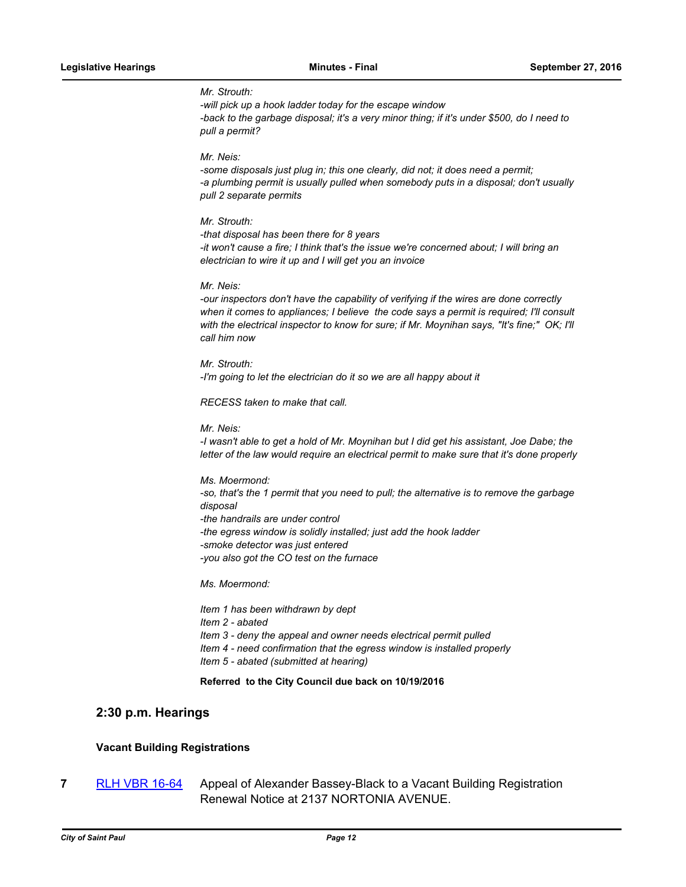*Mr. Strouth:*
*-will pick up a hook ladder today for the escape window*
*-back to the garbage disposal; it's a very minor thing; if it's under $500, do I need to pull a permit?*

*Mr. Neis:*
*-some disposals just plug in; this one clearly, did not; it does need a permit;*
*-a plumbing permit is usually pulled when somebody puts in a disposal; don't usually pull 2 separate permits*

*Mr. Strouth:*
*-that disposal has been there for 8 years*
*-it won't cause a fire; I think that's the issue we're concerned about; I will bring an electrician to wire it up and I will get you an invoice*

*Mr. Neis:*
*-our inspectors don't have the capability of verifying if the wires are done correctly when it comes to appliances; I believe the code says a permit is required; I'll consult with the electrical inspector to know for sure; if Mr. Moynihan says, "It's fine;" OK; I'll call him now*

*Mr. Strouth:*
*-I'm going to let the electrician do it so we are all happy about it*

*RECESS taken to make that call.*

*Mr. Neis:*
*-I wasn't able to get a hold of Mr. Moynihan but I did get his assistant, Joe Dabe; the letter of the law would require an electrical permit to make sure that it's done properly*

*Ms. Moermond:*
*-so, that's the 1 permit that you need to pull; the alternative is to remove the garbage disposal*
*-the handrails are under control*
*-the egress window is solidly installed; just add the hook ladder*
*-smoke detector was just entered*
*-you also got the CO test on the furnace*

*Ms. Moermond:*

*Item 1 has been withdrawn by dept*
*Item 2 - abated*
*Item 3 - deny the appeal and owner needs electrical permit pulled*
*Item 4 - need confirmation that the egress window is installed properly*
*Item 5 - abated (submitted at hearing)*

**Referred to the City Council due back on 10/19/2016**

## 2:30 p.m. Hearings

### Vacant Building Registrations

**7** RLH VBR 16-64 Appeal of Alexander Bassey-Black to a Vacant Building Registration Renewal Notice at 2137 NORTONIA AVENUE.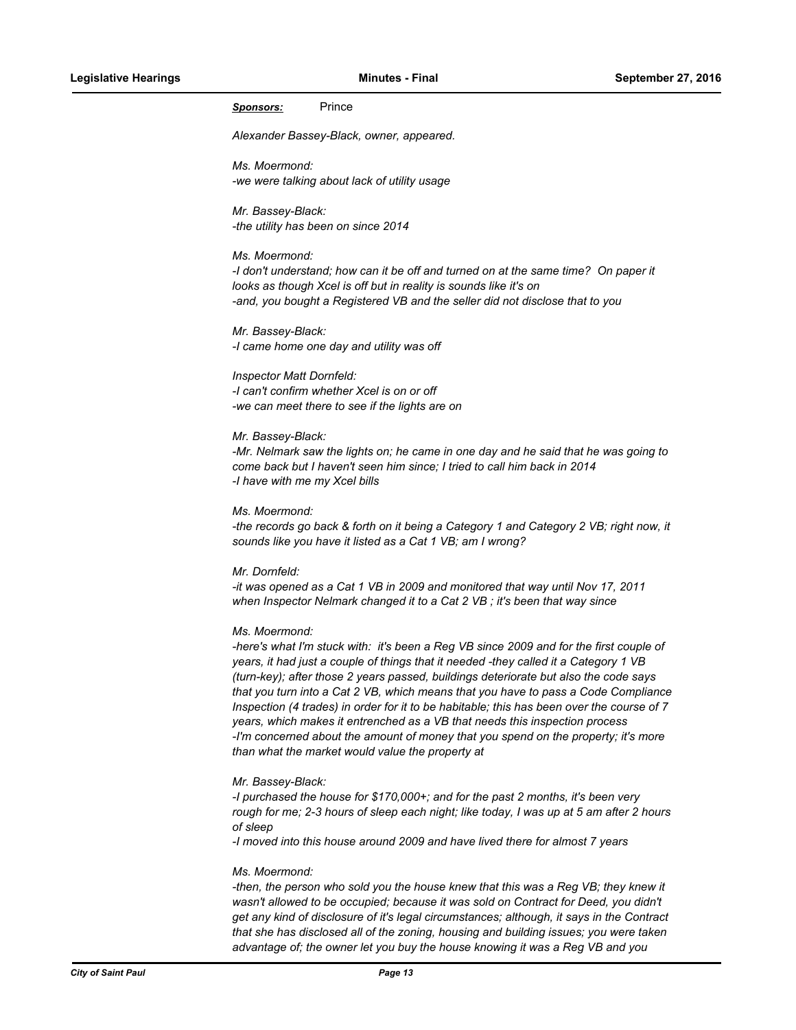***Sponsors:*** Prince

*Alexander Bassey-Black, owner, appeared.*

*Ms. Moermond:*
*-we were talking about lack of utility usage*

*Mr. Bassey-Black:*
*-the utility has been on since 2014*

*Ms. Moermond:*
*-I don't understand; how can it be off and turned on at the same time? On paper it looks as though Xcel is off but in reality is sounds like it's on*
*-and, you bought a Registered VB and the seller did not disclose that to you*

*Mr. Bassey-Black:*
*-I came home one day and utility was off*

*Inspector Matt Dornfeld:*
*-I can't confirm whether Xcel is on or off*
*-we can meet there to see if the lights are on*

*Mr. Bassey-Black:*
*-Mr. Nelmark saw the lights on; he came in one day and he said that he was going to come back but I haven't seen him since; I tried to call him back in 2014*
*-I have with me my Xcel bills*

*Ms. Moermond:*
*-the records go back & forth on it being a Category 1 and Category 2 VB; right now, it sounds like you have it listed as a Cat 1 VB; am I wrong?*

*Mr. Dornfeld:*
*-it was opened as a Cat 1 VB in 2009 and monitored that way until Nov 17, 2011 when Inspector Nelmark changed it to a Cat 2 VB ; it's been that way since*

*Ms. Moermond:*
*-here's what I'm stuck with: it's been a Reg VB since 2009 and for the first couple of years, it had just a couple of things that it needed -they called it a Category 1 VB (turn-key); after those 2 years passed, buildings deteriorate but also the code says that you turn into a Cat 2 VB, which means that you have to pass a Code Compliance Inspection (4 trades) in order for it to be habitable; this has been over the course of 7 years, which makes it entrenched as a VB that needs this inspection process*
*-I'm concerned about the amount of money that you spend on the property; it's more than what the market would value the property at*

*Mr. Bassey-Black:*
*-I purchased the house for $170,000+; and for the past 2 months, it's been very rough for me; 2-3 hours of sleep each night; like today, I was up at 5 am after 2 hours of sleep*
*-I moved into this house around 2009 and have lived there for almost 7 years*

*Ms. Moermond:*
*-then, the person who sold you the house knew that this was a Reg VB; they knew it wasn't allowed to be occupied; because it was sold on Contract for Deed, you didn't get any kind of disclosure of it's legal circumstances; although, it says in the Contract that she has disclosed all of the zoning, housing and building issues; you were taken advantage of; the owner let you buy the house knowing it was a Reg VB and you*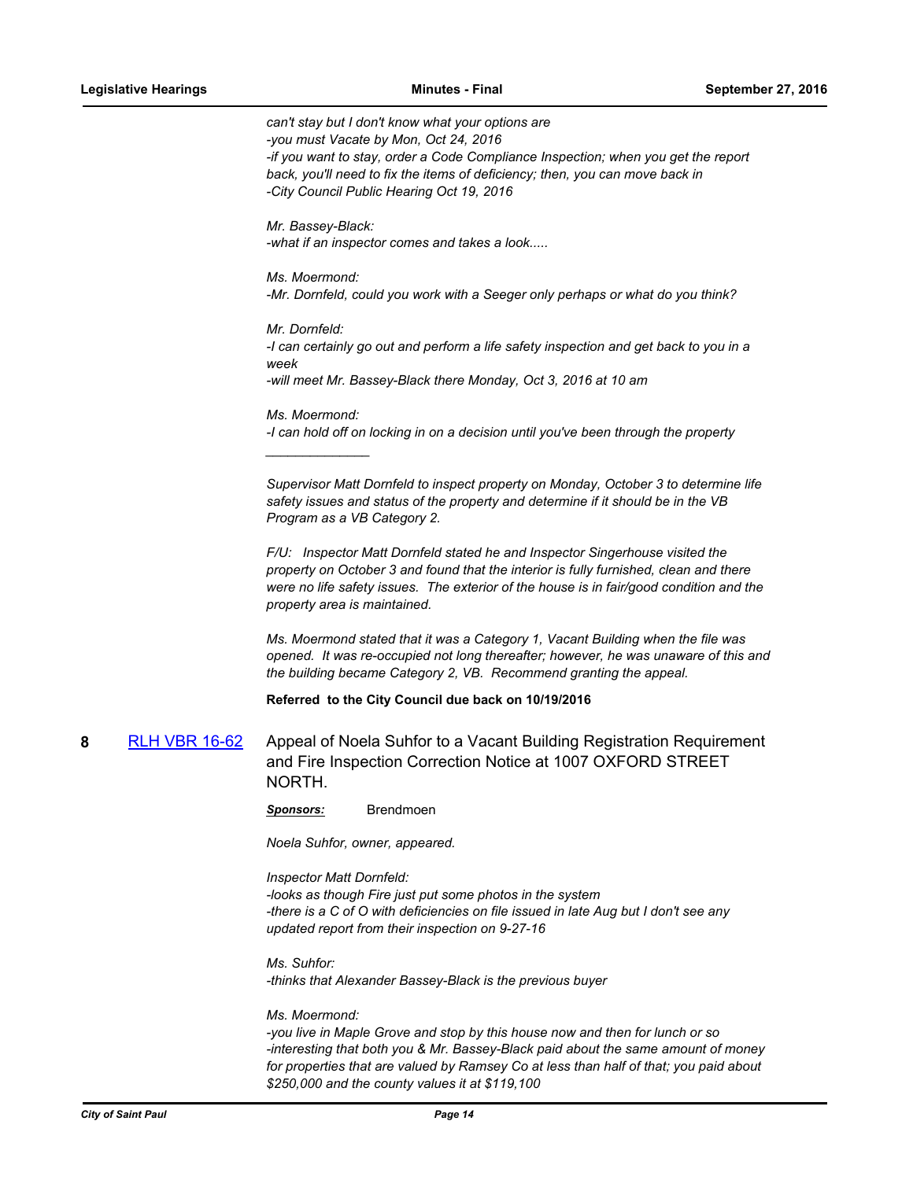*can't stay but I don't know what your options are*
*-you must Vacate by Mon, Oct 24, 2016*
*-if you want to stay, order a Code Compliance Inspection; when you get the report back, you'll need to fix the items of deficiency; then, you can move back in*
*-City Council Public Hearing Oct 19, 2016*

*Mr. Bassey-Black:*
*-what if an inspector comes and takes a look.....*

*Ms. Moermond:*
*-Mr. Dornfeld, could you work with a Seeger only perhaps or what do you think?*

*Mr. Dornfeld:*
*-I can certainly go out and perform a life safety inspection and get back to you in a week*
*-will meet Mr. Bassey-Black there Monday, Oct 3, 2016 at 10 am*

*Ms. Moermond:*
*-I can hold off on locking in on a decision until you've been through the property*

*______________*

*Supervisor Matt Dornfeld to inspect property on Monday, October 3 to determine life safety issues and status of the property and determine if it should be in the VB Program as a VB Category 2.*

*F/U: Inspector Matt Dornfeld stated he and Inspector Singerhouse visited the property on October 3 and found that the interior is fully furnished, clean and there were no life safety issues. The exterior of the house is in fair/good condition and the property area is maintained.*

*Ms. Moermond stated that it was a Category 1, Vacant Building when the file was opened. It was re-occupied not long thereafter; however, he was unaware of this and the building became Category 2, VB. Recommend granting the appeal.*

**Referred to the City Council due back on 10/19/2016**

**8** RLH VBR 16-62 — Appeal of Noela Suhfor to a Vacant Building Registration Requirement and Fire Inspection Correction Notice at 1007 OXFORD STREET NORTH.

***Sponsors:*** Brendmoen

*Noela Suhfor, owner, appeared.*

*Inspector Matt Dornfeld:*
*-looks as though Fire just put some photos in the system*
*-there is a C of O with deficiencies on file issued in late Aug but I don't see any updated report from their inspection on 9-27-16*

*Ms. Suhfor:*
*-thinks that Alexander Bassey-Black is the previous buyer*

*Ms. Moermond:*
*-you live in Maple Grove and stop by this house now and then for lunch or so*
*-interesting that both you & Mr. Bassey-Black paid about the same amount of money for properties that are valued by Ramsey Co at less than half of that; you paid about $250,000 and the county values it at $119,100*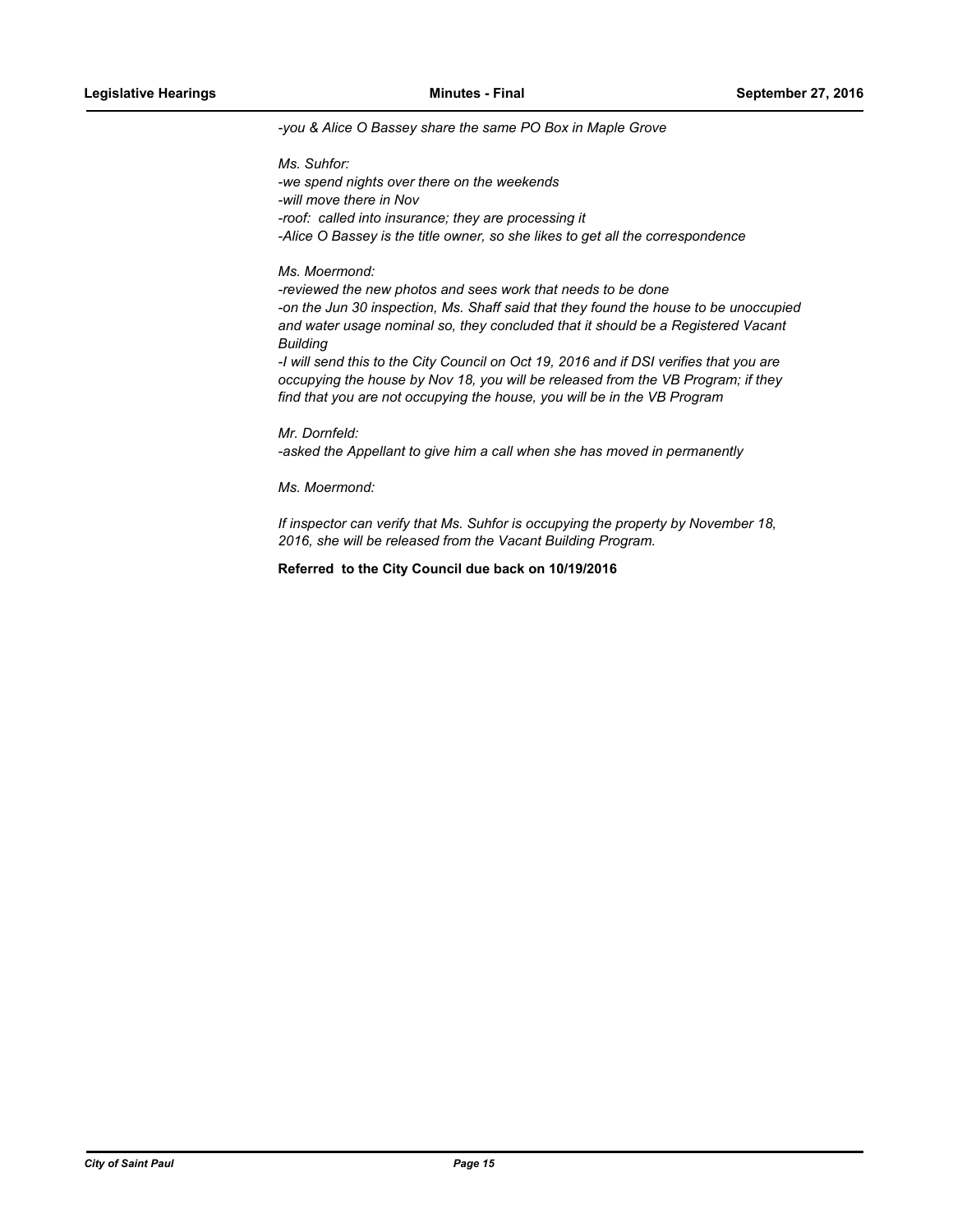*-you & Alice O Bassey share the same PO Box in Maple Grove*

*Ms. Suhfor:*
*-we spend nights over there on the weekends*
*-will move there in Nov*
*-roof: called into insurance; they are processing it*
*-Alice O Bassey is the title owner, so she likes to get all the correspondence*

*Ms. Moermond:*
*-reviewed the new photos and sees work that needs to be done*
*-on the Jun 30 inspection, Ms. Shaff said that they found the house to be unoccupied and water usage nominal so, they concluded that it should be a Registered Vacant Building*
*-I will send this to the City Council on Oct 19, 2016 and if DSI verifies that you are occupying the house by Nov 18, you will be released from the VB Program; if they find that you are not occupying the house, you will be in the VB Program*

*Mr. Dornfeld:*
*-asked the Appellant to give him a call when she has moved in permanently*

*Ms. Moermond:*

*If inspector can verify that Ms. Suhfor is occupying the property by November 18, 2016, she will be released from the Vacant Building Program.*

**Referred to the City Council due back on 10/19/2016**